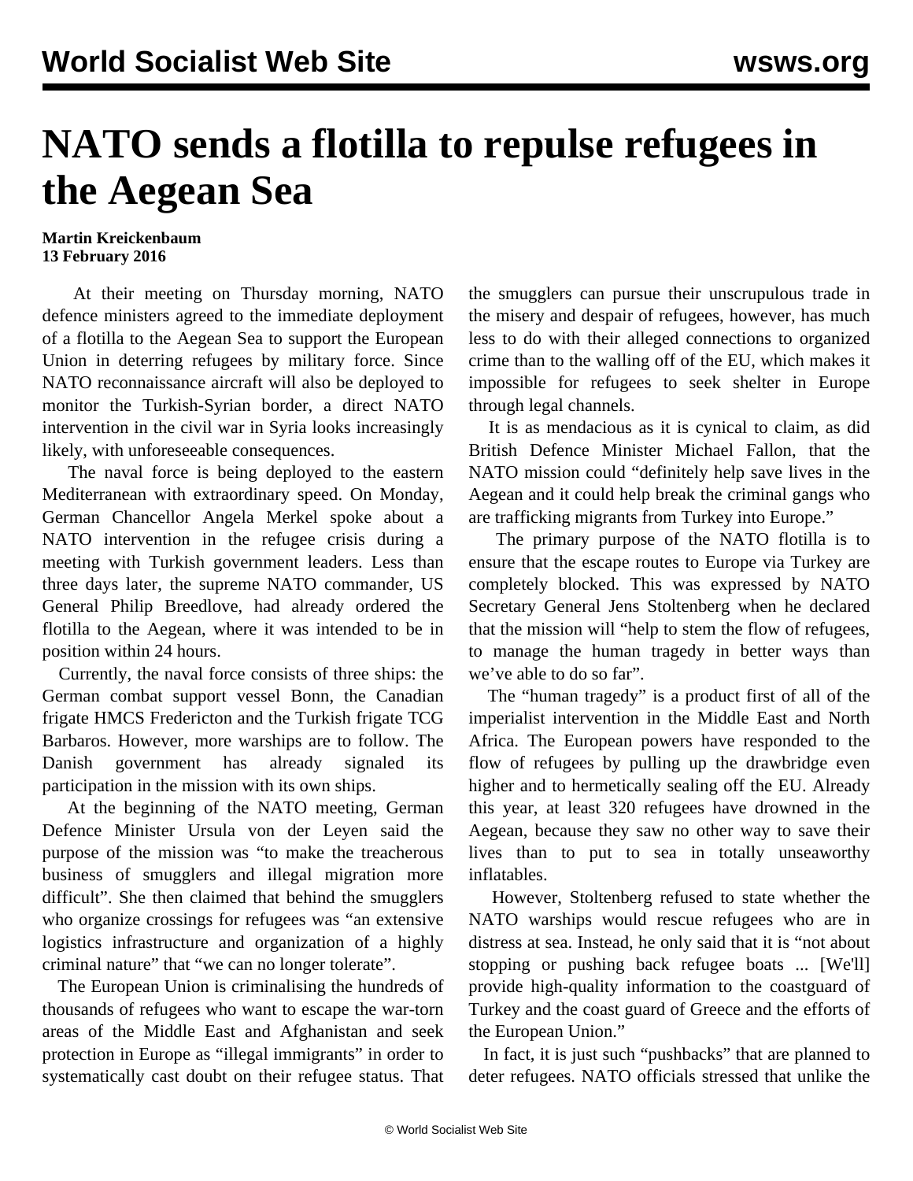# NATO sends a flotilla to repulse refugees in the Aegean Sea

**Martin Kreickenbaum**
**13 February 2016**

At their meeting on Thursday morning, NATO defence ministers agreed to the immediate deployment of a flotilla to the Aegean Sea to support the European Union in deterring refugees by military force. Since NATO reconnaissance aircraft will also be deployed to monitor the Turkish-Syrian border, a direct NATO intervention in the civil war in Syria looks increasingly likely, with unforeseeable consequences.

The naval force is being deployed to the eastern Mediterranean with extraordinary speed. On Monday, German Chancellor Angela Merkel spoke about a NATO intervention in the refugee crisis during a meeting with Turkish government leaders. Less than three days later, the supreme NATO commander, US General Philip Breedlove, had already ordered the flotilla to the Aegean, where it was intended to be in position within 24 hours.

Currently, the naval force consists of three ships: the German combat support vessel Bonn, the Canadian frigate HMCS Fredericton and the Turkish frigate TCG Barbaros. However, more warships are to follow. The Danish government has already signaled its participation in the mission with its own ships.

At the beginning of the NATO meeting, German Defence Minister Ursula von der Leyen said the purpose of the mission was "to make the treacherous business of smugglers and illegal migration more difficult". She then claimed that behind the smugglers who organize crossings for refugees was "an extensive logistics infrastructure and organization of a highly criminal nature" that "we can no longer tolerate".

The European Union is criminalising the hundreds of thousands of refugees who want to escape the war-torn areas of the Middle East and Afghanistan and seek protection in Europe as "illegal immigrants" in order to systematically cast doubt on their refugee status. That the smugglers can pursue their unscrupulous trade in the misery and despair of refugees, however, has much less to do with their alleged connections to organized crime than to the walling off of the EU, which makes it impossible for refugees to seek shelter in Europe through legal channels.

It is as mendacious as it is cynical to claim, as did British Defence Minister Michael Fallon, that the NATO mission could "definitely help save lives in the Aegean and it could help break the criminal gangs who are trafficking migrants from Turkey into Europe."

The primary purpose of the NATO flotilla is to ensure that the escape routes to Europe via Turkey are completely blocked. This was expressed by NATO Secretary General Jens Stoltenberg when he declared that the mission will "help to stem the flow of refugees, to manage the human tragedy in better ways than we've able to do so far".

The "human tragedy" is a product first of all of the imperialist intervention in the Middle East and North Africa. The European powers have responded to the flow of refugees by pulling up the drawbridge even higher and to hermetically sealing off the EU. Already this year, at least 320 refugees have drowned in the Aegean, because they saw no other way to save their lives than to put to sea in totally unseaworthy inflatables.

However, Stoltenberg refused to state whether the NATO warships would rescue refugees who are in distress at sea. Instead, he only said that it is "not about stopping or pushing back refugee boats ... [We'll] provide high-quality information to the coastguard of Turkey and the coast guard of Greece and the efforts of the European Union."

In fact, it is just such "pushbacks" that are planned to deter refugees. NATO officials stressed that unlike the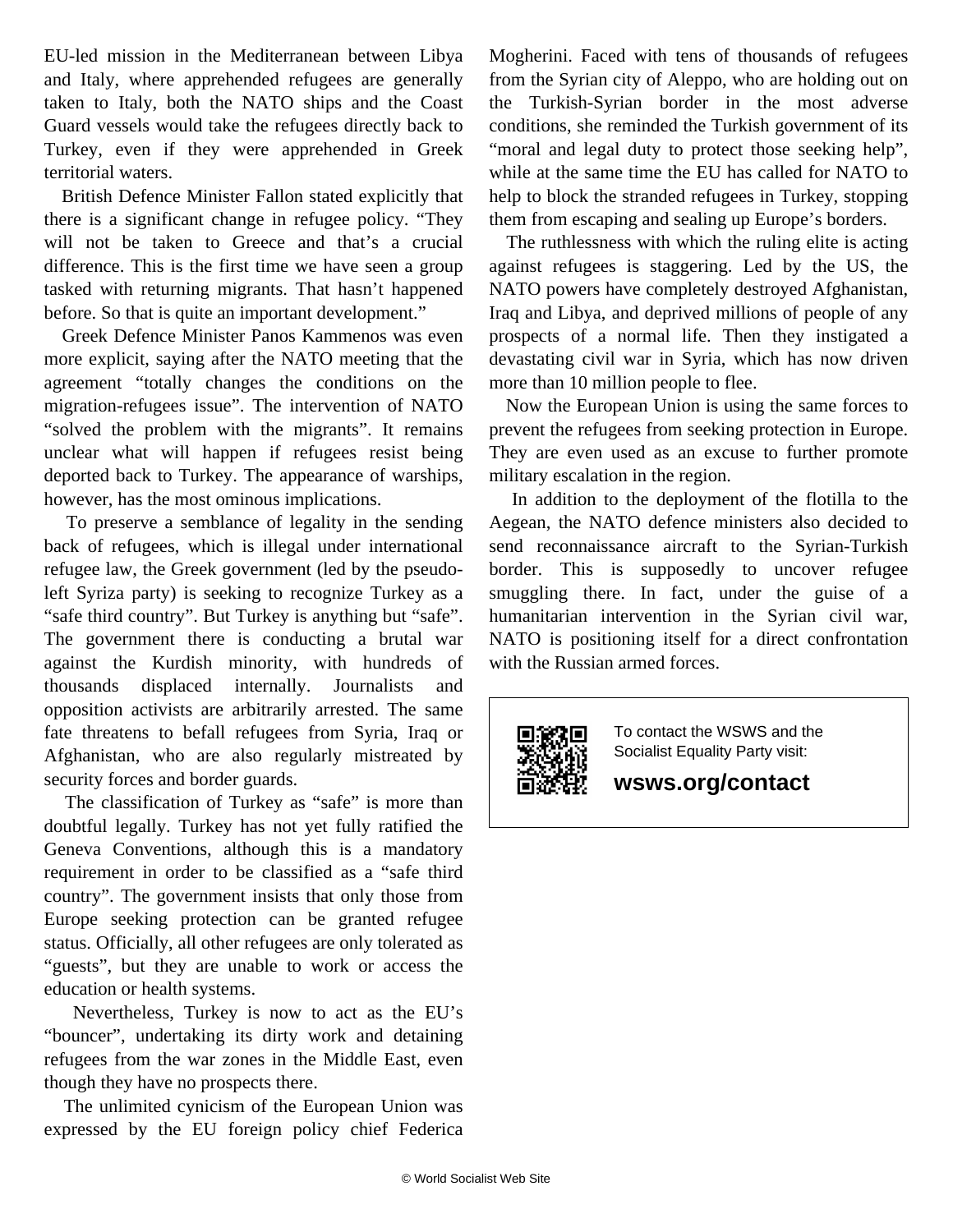EU-led mission in the Mediterranean between Libya and Italy, where apprehended refugees are generally taken to Italy, both the NATO ships and the Coast Guard vessels would take the refugees directly back to Turkey, even if they were apprehended in Greek territorial waters.

British Defence Minister Fallon stated explicitly that there is a significant change in refugee policy. "They will not be taken to Greece and that's a crucial difference. This is the first time we have seen a group tasked with returning migrants. That hasn't happened before. So that is quite an important development."

Greek Defence Minister Panos Kammenos was even more explicit, saying after the NATO meeting that the agreement "totally changes the conditions on the migration-refugees issue". The intervention of NATO "solved the problem with the migrants". It remains unclear what will happen if refugees resist being deported back to Turkey. The appearance of warships, however, has the most ominous implications.

To preserve a semblance of legality in the sending back of refugees, which is illegal under international refugee law, the Greek government (led by the pseudo-left Syriza party) is seeking to recognize Turkey as a "safe third country". But Turkey is anything but "safe". The government there is conducting a brutal war against the Kurdish minority, with hundreds of thousands displaced internally. Journalists and opposition activists are arbitrarily arrested. The same fate threatens to befall refugees from Syria, Iraq or Afghanistan, who are also regularly mistreated by security forces and border guards.

The classification of Turkey as "safe" is more than doubtful legally. Turkey has not yet fully ratified the Geneva Conventions, although this is a mandatory requirement in order to be classified as a "safe third country". The government insists that only those from Europe seeking protection can be granted refugee status. Officially, all other refugees are only tolerated as "guests", but they are unable to work or access the education or health systems.

Nevertheless, Turkey is now to act as the EU's "bouncer", undertaking its dirty work and detaining refugees from the war zones in the Middle East, even though they have no prospects there.

The unlimited cynicism of the European Union was expressed by the EU foreign policy chief Federica Mogherini. Faced with tens of thousands of refugees from the Syrian city of Aleppo, who are holding out on the Turkish-Syrian border in the most adverse conditions, she reminded the Turkish government of its "moral and legal duty to protect those seeking help", while at the same time the EU has called for NATO to help to block the stranded refugees in Turkey, stopping them from escaping and sealing up Europe's borders.

The ruthlessness with which the ruling elite is acting against refugees is staggering. Led by the US, the NATO powers have completely destroyed Afghanistan, Iraq and Libya, and deprived millions of people of any prospects of a normal life. Then they instigated a devastating civil war in Syria, which has now driven more than 10 million people to flee.

Now the European Union is using the same forces to prevent the refugees from seeking protection in Europe. They are even used as an excuse to further promote military escalation in the region.

In addition to the deployment of the flotilla to the Aegean, the NATO defence ministers also decided to send reconnaissance aircraft to the Syrian-Turkish border. This is supposedly to uncover refugee smuggling there. In fact, under the guise of a humanitarian intervention in the Syrian civil war, NATO is positioning itself for a direct confrontation with the Russian armed forces.

To contact the WSWS and the Socialist Equality Party visit:

**wsws.org/contact**